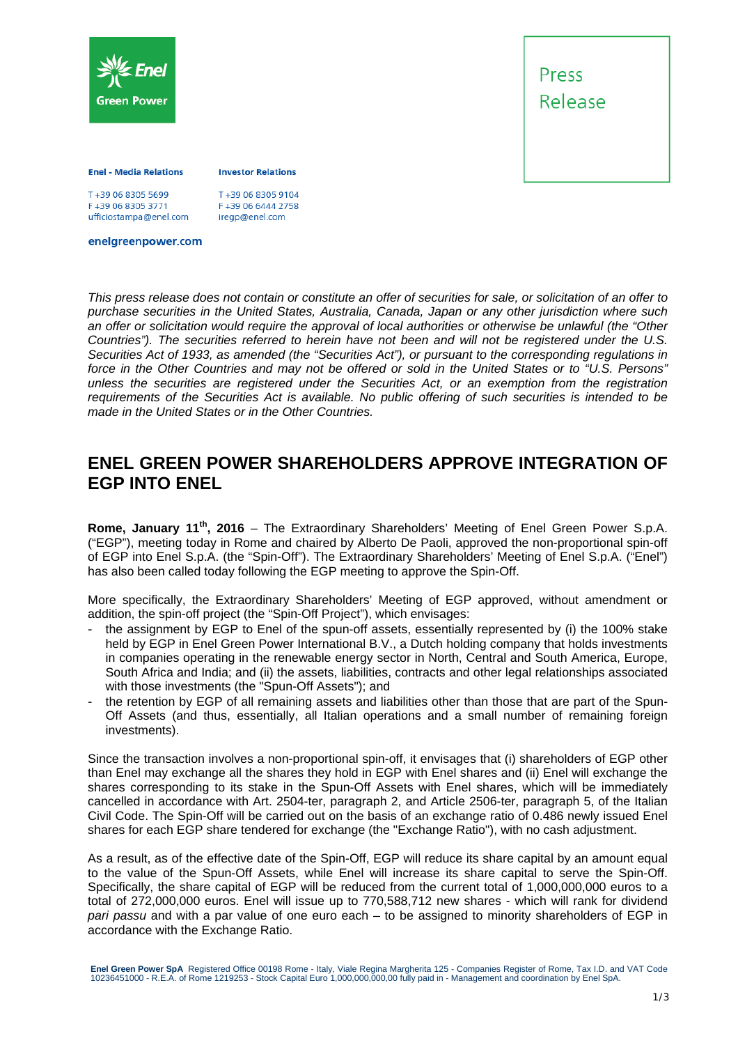**Enel - Media Relations**

T +39 06 8305 5699
F +39 06 8305 3771
ufficiostampa@enel.com

**Investor Relations**

T +39 06 8305 9104
F +39 06 6444 2758
iregp@enel.com

**enelgreenpower.com**

Press Release

*This press release does not contain or constitute an offer of securities for sale, or solicitation of an offer to purchase securities in the United States, Australia, Canada, Japan or any other jurisdiction where such an offer or solicitation would require the approval of local authorities or otherwise be unlawful (the "Other Countries"). The securities referred to herein have not been and will not be registered under the U.S. Securities Act of 1933, as amended (the "Securities Act"), or pursuant to the corresponding regulations in force in the Other Countries and may not be offered or sold in the United States or to "U.S. Persons" unless the securities are registered under the Securities Act, or an exemption from the registration requirements of the Securities Act is available. No public offering of such securities is intended to be made in the United States or in the Other Countries.*

# ENEL GREEN POWER SHAREHOLDERS APPROVE INTEGRATION OF EGP INTO ENEL

**Rome, January 11th, 2016** – The Extraordinary Shareholders' Meeting of Enel Green Power S.p.A. ("EGP"), meeting today in Rome and chaired by Alberto De Paoli, approved the non-proportional spin-off of EGP into Enel S.p.A. (the "Spin-Off"). The Extraordinary Shareholders' Meeting of Enel S.p.A. ("Enel") has also been called today following the EGP meeting to approve the Spin-Off.

More specifically, the Extraordinary Shareholders' Meeting of EGP approved, without amendment or addition, the spin-off project (the "Spin-Off Project"), which envisages:

- the assignment by EGP to Enel of the spun-off assets, essentially represented by (i) the 100% stake held by EGP in Enel Green Power International B.V., a Dutch holding company that holds investments in companies operating in the renewable energy sector in North, Central and South America, Europe, South Africa and India; and (ii) the assets, liabilities, contracts and other legal relationships associated with those investments (the "Spun-Off Assets"); and
- the retention by EGP of all remaining assets and liabilities other than those that are part of the Spun-Off Assets (and thus, essentially, all Italian operations and a small number of remaining foreign investments).

Since the transaction involves a non-proportional spin-off, it envisages that (i) shareholders of EGP other than Enel may exchange all the shares they hold in EGP with Enel shares and (ii) Enel will exchange the shares corresponding to its stake in the Spun-Off Assets with Enel shares, which will be immediately cancelled in accordance with Art. 2504-ter, paragraph 2, and Article 2506-ter, paragraph 5, of the Italian Civil Code. The Spin-Off will be carried out on the basis of an exchange ratio of 0.486 newly issued Enel shares for each EGP share tendered for exchange (the "Exchange Ratio"), with no cash adjustment.

As a result, as of the effective date of the Spin-Off, EGP will reduce its share capital by an amount equal to the value of the Spun-Off Assets, while Enel will increase its share capital to serve the Spin-Off. Specifically, the share capital of EGP will be reduced from the current total of 1,000,000,000 euros to a total of 272,000,000 euros. Enel will issue up to 770,588,712 new shares - which will rank for dividend *pari passu* and with a par value of one euro each – to be assigned to minority shareholders of EGP in accordance with the Exchange Ratio.

**Enel Green Power SpA** Registered Office 00198 Rome - Italy, Viale Regina Margherita 125 - Companies Register of Rome, Tax I.D. and VAT Code 10236451000 - R.E.A. of Rome 1219253 - Stock Capital Euro 1,000,000,000,00 fully paid in - Management and coordination by Enel SpA.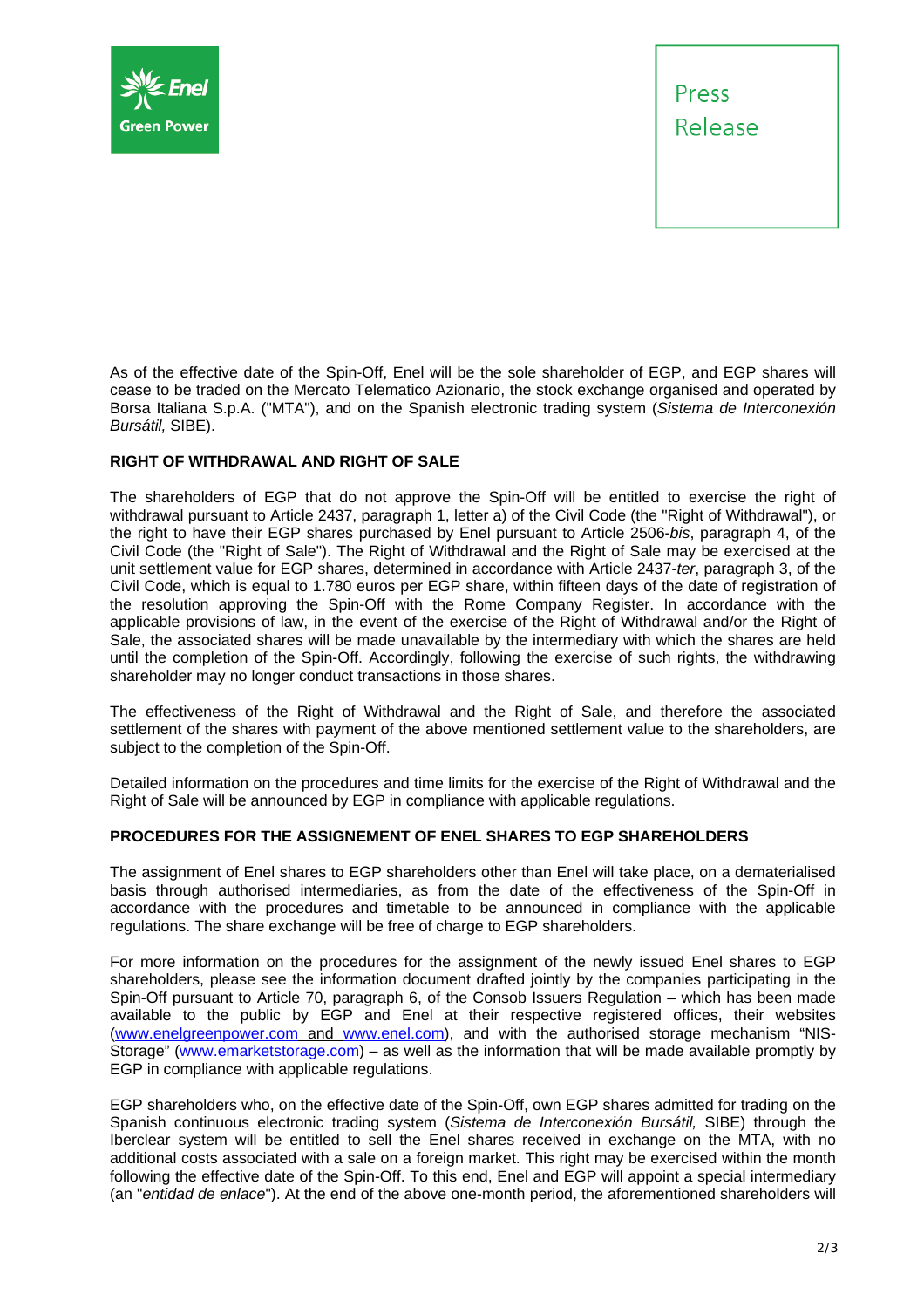As of the effective date of the Spin-Off, Enel will be the sole shareholder of EGP, and EGP shares will cease to be traded on the Mercato Telematico Azionario, the stock exchange organised and operated by Borsa Italiana S.p.A. ("MTA"), and on the Spanish electronic trading system (*Sistema de Interconexión Bursátil,* SIBE).

**RIGHT OF WITHDRAWAL AND RIGHT OF SALE**

The shareholders of EGP that do not approve the Spin-Off will be entitled to exercise the right of withdrawal pursuant to Article 2437, paragraph 1, letter a) of the Civil Code (the "Right of Withdrawal"), or the right to have their EGP shares purchased by Enel pursuant to Article 2506-*bis*, paragraph 4, of the Civil Code (the "Right of Sale"). The Right of Withdrawal and the Right of Sale may be exercised at the unit settlement value for EGP shares, determined in accordance with Article 2437-*ter*, paragraph 3, of the Civil Code, which is equal to 1.780 euros per EGP share, within fifteen days of the date of registration of the resolution approving the Spin-Off with the Rome Company Register. In accordance with the applicable provisions of law, in the event of the exercise of the Right of Withdrawal and/or the Right of Sale, the associated shares will be made unavailable by the intermediary with which the shares are held until the completion of the Spin-Off. Accordingly, following the exercise of such rights, the withdrawing shareholder may no longer conduct transactions in those shares.

The effectiveness of the Right of Withdrawal and the Right of Sale, and therefore the associated settlement of the shares with payment of the above mentioned settlement value to the shareholders, are subject to the completion of the Spin-Off.

Detailed information on the procedures and time limits for the exercise of the Right of Withdrawal and the Right of Sale will be announced by EGP in compliance with applicable regulations.

**PROCEDURES FOR THE ASSIGNEMENT OF ENEL SHARES TO EGP SHAREHOLDERS**

The assignment of Enel shares to EGP shareholders other than Enel will take place, on a dematerialised basis through authorised intermediaries, as from the date of the effectiveness of the Spin-Off in accordance with the procedures and timetable to be announced in compliance with the applicable regulations. The share exchange will be free of charge to EGP shareholders.

For more information on the procedures for the assignment of the newly issued Enel shares to EGP shareholders, please see the information document drafted jointly by the companies participating in the Spin-Off pursuant to Article 70, paragraph 6, of the Consob Issuers Regulation – which has been made available to the public by EGP and Enel at their respective registered offices, their websites (www.enelgreenpower.com and www.enel.com), and with the authorised storage mechanism "NIS-Storage" (www.emarketstorage.com) – as well as the information that will be made available promptly by EGP in compliance with applicable regulations.

EGP shareholders who, on the effective date of the Spin-Off, own EGP shares admitted for trading on the Spanish continuous electronic trading system (*Sistema de Interconexión Bursátil,* SIBE) through the Iberclear system will be entitled to sell the Enel shares received in exchange on the MTA, with no additional costs associated with a sale on a foreign market. This right may be exercised within the month following the effective date of the Spin-Off. To this end, Enel and EGP will appoint a special intermediary (an "*entidad de enlace*"). At the end of the above one-month period, the aforementioned shareholders will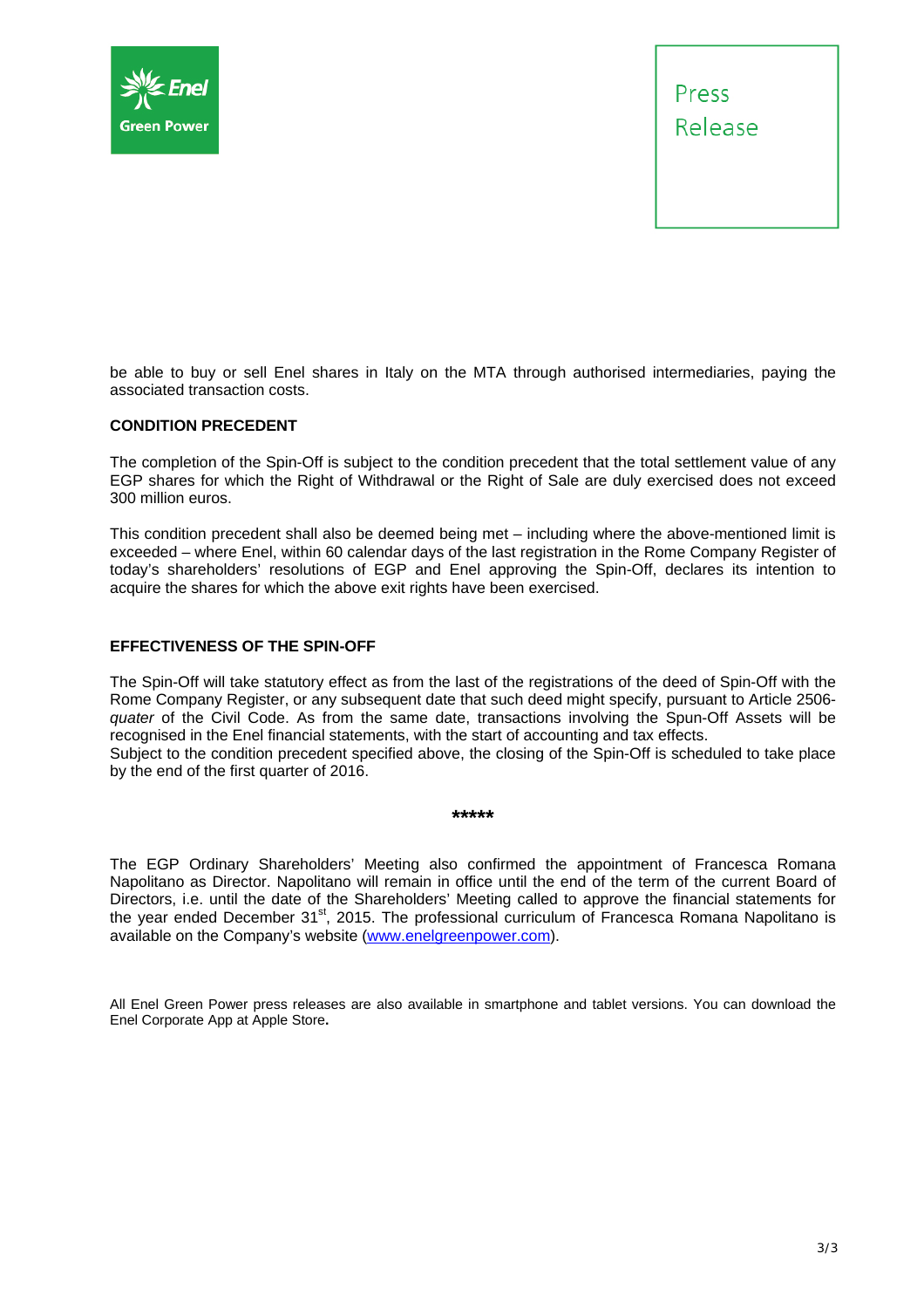be able to buy or sell Enel shares in Italy on the MTA through authorised intermediaries, paying the associated transaction costs.

**CONDITION PRECEDENT**

The completion of the Spin-Off is subject to the condition precedent that the total settlement value of any EGP shares for which the Right of Withdrawal or the Right of Sale are duly exercised does not exceed 300 million euros.

This condition precedent shall also be deemed being met – including where the above-mentioned limit is exceeded – where Enel, within 60 calendar days of the last registration in the Rome Company Register of today's shareholders' resolutions of EGP and Enel approving the Spin-Off, declares its intention to acquire the shares for which the above exit rights have been exercised.

**EFFECTIVENESS OF THE SPIN-OFF**

The Spin-Off will take statutory effect as from the last of the registrations of the deed of Spin-Off with the Rome Company Register, or any subsequent date that such deed might specify, pursuant to Article 2506-*quater* of the Civil Code. As from the same date, transactions involving the Spun-Off Assets will be recognised in the Enel financial statements, with the start of accounting and tax effects.
Subject to the condition precedent specified above, the closing of the Spin-Off is scheduled to take place by the end of the first quarter of 2016.

**\*\*\*\*\***

The EGP Ordinary Shareholders' Meeting also confirmed the appointment of Francesca Romana Napolitano as Director. Napolitano will remain in office until the end of the term of the current Board of Directors, i.e. until the date of the Shareholders' Meeting called to approve the financial statements for the year ended December 31st, 2015. The professional curriculum of Francesca Romana Napolitano is available on the Company's website (www.enelgreenpower.com).

All Enel Green Power press releases are also available in smartphone and tablet versions. You can download the Enel Corporate App at Apple Store**.**